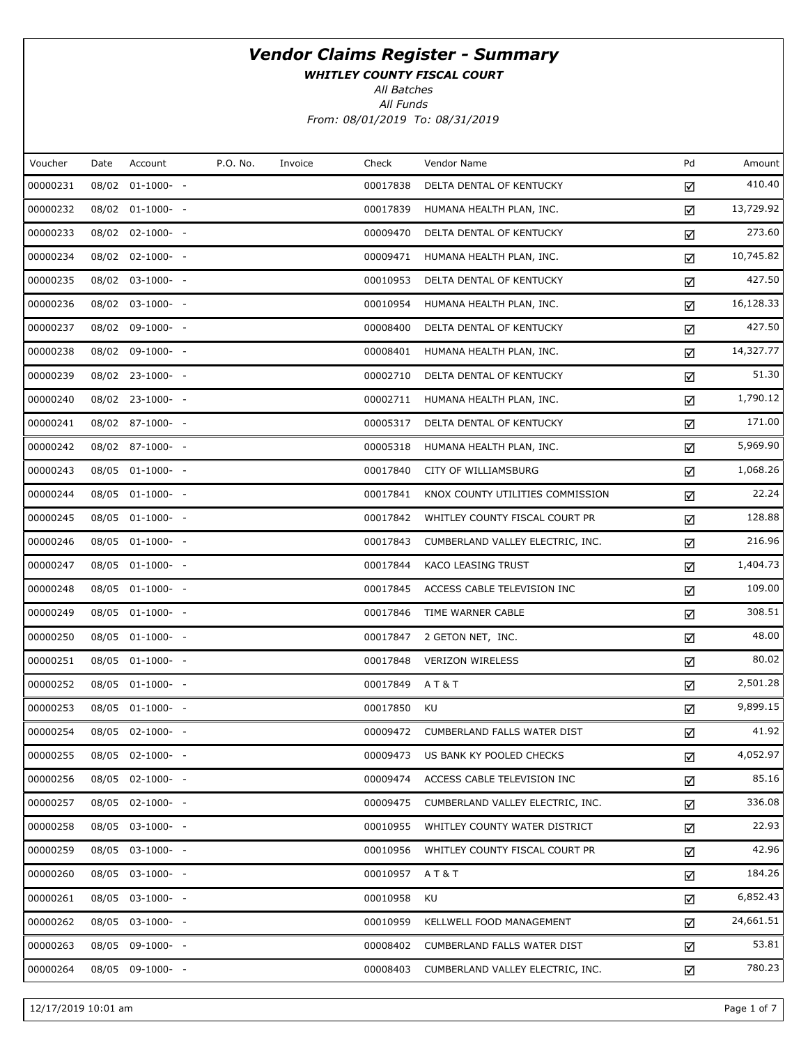# *Vendor Claims Register - Summary*

***WHITLEY COUNTY FISCAL COURT***

*All Batches*

*All Funds*

*From: 08/01/2019 To: 08/31/2019*

| Voucher | Date | Account | P.O. No. | Invoice | Check | Vendor Name | Pd | Amount |
|---|---|---|---|---|---|---|---|---|
| 00000231 | 08/02 | 01-1000- - | | | 00017838 | DELTA DENTAL OF KENTUCKY | ☑ | 410.40 |
| 00000232 | 08/02 | 01-1000- - | | | 00017839 | HUMANA HEALTH PLAN, INC. | ☑ | 13,729.92 |
| 00000233 | 08/02 | 02-1000- - | | | 00009470 | DELTA DENTAL OF KENTUCKY | ☑ | 273.60 |
| 00000234 | 08/02 | 02-1000- - | | | 00009471 | HUMANA HEALTH PLAN, INC. | ☑ | 10,745.82 |
| 00000235 | 08/02 | 03-1000- - | | | 00010953 | DELTA DENTAL OF KENTUCKY | ☑ | 427.50 |
| 00000236 | 08/02 | 03-1000- - | | | 00010954 | HUMANA HEALTH PLAN, INC. | ☑ | 16,128.33 |
| 00000237 | 08/02 | 09-1000- - | | | 00008400 | DELTA DENTAL OF KENTUCKY | ☑ | 427.50 |
| 00000238 | 08/02 | 09-1000- - | | | 00008401 | HUMANA HEALTH PLAN, INC. | ☑ | 14,327.77 |
| 00000239 | 08/02 | 23-1000- - | | | 00002710 | DELTA DENTAL OF KENTUCKY | ☑ | 51.30 |
| 00000240 | 08/02 | 23-1000- - | | | 00002711 | HUMANA HEALTH PLAN, INC. | ☑ | 1,790.12 |
| 00000241 | 08/02 | 87-1000- - | | | 00005317 | DELTA DENTAL OF KENTUCKY | ☑ | 171.00 |
| 00000242 | 08/02 | 87-1000- - | | | 00005318 | HUMANA HEALTH PLAN, INC. | ☑ | 5,969.90 |
| 00000243 | 08/05 | 01-1000- - | | | 00017840 | CITY OF WILLIAMSBURG | ☑ | 1,068.26 |
| 00000244 | 08/05 | 01-1000- - | | | 00017841 | KNOX COUNTY UTILITIES COMMISSION | ☑ | 22.24 |
| 00000245 | 08/05 | 01-1000- - | | | 00017842 | WHITLEY COUNTY FISCAL COURT PR | ☑ | 128.88 |
| 00000246 | 08/05 | 01-1000- - | | | 00017843 | CUMBERLAND VALLEY ELECTRIC, INC. | ☑ | 216.96 |
| 00000247 | 08/05 | 01-1000- - | | | 00017844 | KACO LEASING TRUST | ☑ | 1,404.73 |
| 00000248 | 08/05 | 01-1000- - | | | 00017845 | ACCESS CABLE TELEVISION INC | ☑ | 109.00 |
| 00000249 | 08/05 | 01-1000- - | | | 00017846 | TIME WARNER CABLE | ☑ | 308.51 |
| 00000250 | 08/05 | 01-1000- - | | | 00017847 | 2 GETON NET, INC. | ☑ | 48.00 |
| 00000251 | 08/05 | 01-1000- - | | | 00017848 | VERIZON WIRELESS | ☑ | 80.02 |
| 00000252 | 08/05 | 01-1000- - | | | 00017849 | A T & T | ☑ | 2,501.28 |
| 00000253 | 08/05 | 01-1000- - | | | 00017850 | KU | ☑ | 9,899.15 |
| 00000254 | 08/05 | 02-1000- - | | | 00009472 | CUMBERLAND FALLS WATER DIST | ☑ | 41.92 |
| 00000255 | 08/05 | 02-1000- - | | | 00009473 | US BANK KY POOLED CHECKS | ☑ | 4,052.97 |
| 00000256 | 08/05 | 02-1000- - | | | 00009474 | ACCESS CABLE TELEVISION INC | ☑ | 85.16 |
| 00000257 | 08/05 | 02-1000- - | | | 00009475 | CUMBERLAND VALLEY ELECTRIC, INC. | ☑ | 336.08 |
| 00000258 | 08/05 | 03-1000- - | | | 00010955 | WHITLEY COUNTY WATER DISTRICT | ☑ | 22.93 |
| 00000259 | 08/05 | 03-1000- - | | | 00010956 | WHITLEY COUNTY FISCAL COURT PR | ☑ | 42.96 |
| 00000260 | 08/05 | 03-1000- - | | | 00010957 | A T & T | ☑ | 184.26 |
| 00000261 | 08/05 | 03-1000- - | | | 00010958 | KU | ☑ | 6,852.43 |
| 00000262 | 08/05 | 03-1000- - | | | 00010959 | KELLWELL FOOD MANAGEMENT | ☑ | 24,661.51 |
| 00000263 | 08/05 | 09-1000- - | | | 00008402 | CUMBERLAND FALLS WATER DIST | ☑ | 53.81 |
| 00000264 | 08/05 | 09-1000- - | | | 00008403 | CUMBERLAND VALLEY ELECTRIC, INC. | ☑ | 780.23 |

12/17/2019 10:01 am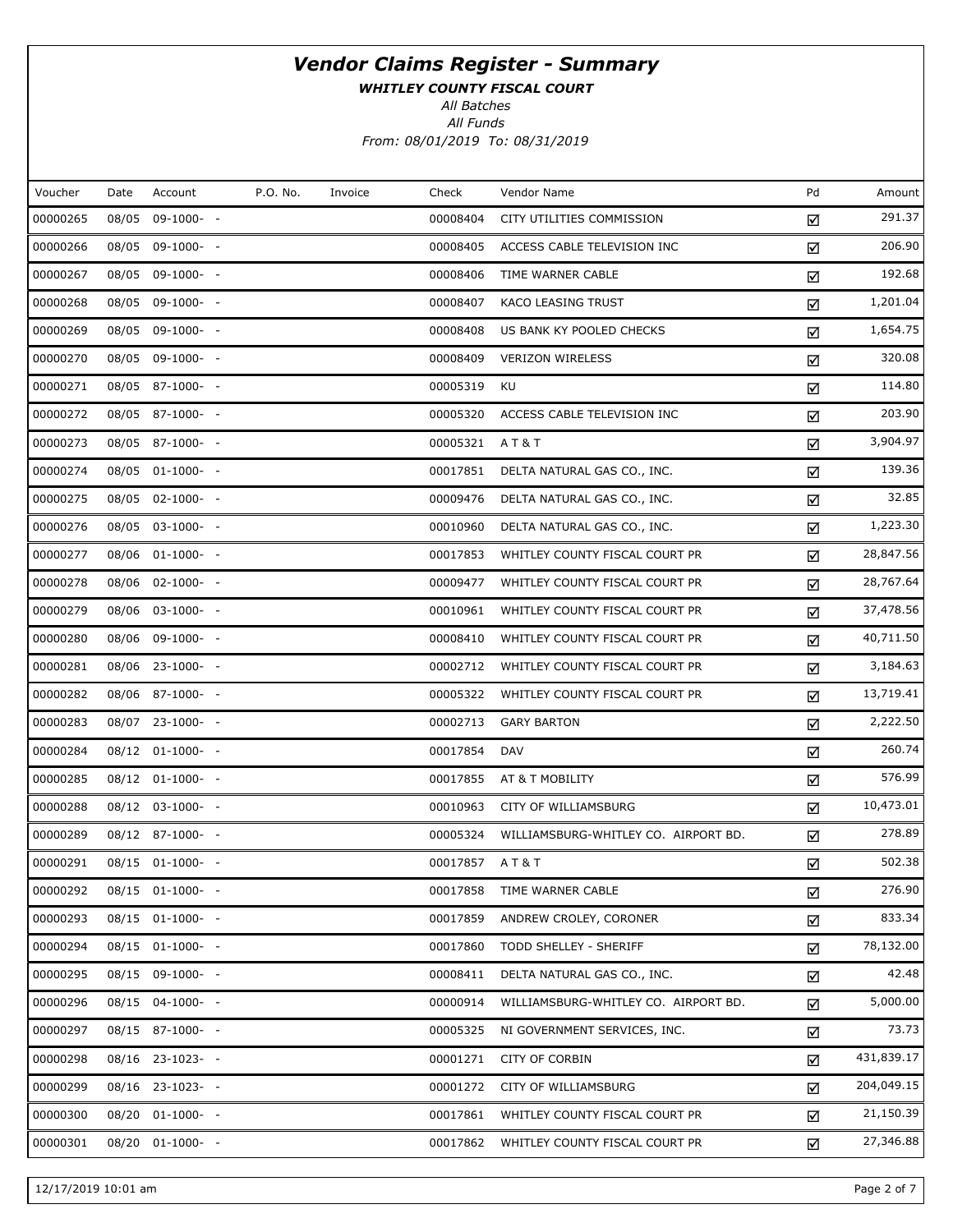# Vendor Claims Register - Summary

***WHITLEY COUNTY FISCAL COURT***

*All Batches*

*All Funds*

*From: 08/01/2019 To: 08/31/2019*

| Voucher | Date | Account | P.O. No. | Invoice | Check | Vendor Name | Pd | Amount |
|---|---|---|---|---|---|---|---|---|
| 00000265 | 08/05 | 09-1000- - | | | 00008404 | CITY UTILITIES COMMISSION | ☑ | 291.37 |
| 00000266 | 08/05 | 09-1000- - | | | 00008405 | ACCESS CABLE TELEVISION INC | ☑ | 206.90 |
| 00000267 | 08/05 | 09-1000- - | | | 00008406 | TIME WARNER CABLE | ☑ | 192.68 |
| 00000268 | 08/05 | 09-1000- - | | | 00008407 | KACO LEASING TRUST | ☑ | 1,201.04 |
| 00000269 | 08/05 | 09-1000- - | | | 00008408 | US BANK KY POOLED CHECKS | ☑ | 1,654.75 |
| 00000270 | 08/05 | 09-1000- - | | | 00008409 | VERIZON WIRELESS | ☑ | 320.08 |
| 00000271 | 08/05 | 87-1000- - | | | 00005319 | KU | ☑ | 114.80 |
| 00000272 | 08/05 | 87-1000- - | | | 00005320 | ACCESS CABLE TELEVISION INC | ☑ | 203.90 |
| 00000273 | 08/05 | 87-1000- - | | | 00005321 | A T & T | ☑ | 3,904.97 |
| 00000274 | 08/05 | 01-1000- - | | | 00017851 | DELTA NATURAL GAS CO., INC. | ☑ | 139.36 |
| 00000275 | 08/05 | 02-1000- - | | | 00009476 | DELTA NATURAL GAS CO., INC. | ☑ | 32.85 |
| 00000276 | 08/05 | 03-1000- - | | | 00010960 | DELTA NATURAL GAS CO., INC. | ☑ | 1,223.30 |
| 00000277 | 08/06 | 01-1000- - | | | 00017853 | WHITLEY COUNTY FISCAL COURT PR | ☑ | 28,847.56 |
| 00000278 | 08/06 | 02-1000- - | | | 00009477 | WHITLEY COUNTY FISCAL COURT PR | ☑ | 28,767.64 |
| 00000279 | 08/06 | 03-1000- - | | | 00010961 | WHITLEY COUNTY FISCAL COURT PR | ☑ | 37,478.56 |
| 00000280 | 08/06 | 09-1000- - | | | 00008410 | WHITLEY COUNTY FISCAL COURT PR | ☑ | 40,711.50 |
| 00000281 | 08/06 | 23-1000- - | | | 00002712 | WHITLEY COUNTY FISCAL COURT PR | ☑ | 3,184.63 |
| 00000282 | 08/06 | 87-1000- - | | | 00005322 | WHITLEY COUNTY FISCAL COURT PR | ☑ | 13,719.41 |
| 00000283 | 08/07 | 23-1000- - | | | 00002713 | GARY BARTON | ☑ | 2,222.50 |
| 00000284 | 08/12 | 01-1000- - | | | 00017854 | DAV | ☑ | 260.74 |
| 00000285 | 08/12 | 01-1000- - | | | 00017855 | AT & T MOBILITY | ☑ | 576.99 |
| 00000288 | 08/12 | 03-1000- - | | | 00010963 | CITY OF WILLIAMSBURG | ☑ | 10,473.01 |
| 00000289 | 08/12 | 87-1000- - | | | 00005324 | WILLIAMSBURG-WHITLEY CO. AIRPORT BD. | ☑ | 278.89 |
| 00000291 | 08/15 | 01-1000- - | | | 00017857 | A T & T | ☑ | 502.38 |
| 00000292 | 08/15 | 01-1000- - | | | 00017858 | TIME WARNER CABLE | ☑ | 276.90 |
| 00000293 | 08/15 | 01-1000- - | | | 00017859 | ANDREW CROLEY, CORONER | ☑ | 833.34 |
| 00000294 | 08/15 | 01-1000- - | | | 00017860 | TODD SHELLEY - SHERIFF | ☑ | 78,132.00 |
| 00000295 | 08/15 | 09-1000- - | | | 00008411 | DELTA NATURAL GAS CO., INC. | ☑ | 42.48 |
| 00000296 | 08/15 | 04-1000- - | | | 00000914 | WILLIAMSBURG-WHITLEY CO. AIRPORT BD. | ☑ | 5,000.00 |
| 00000297 | 08/15 | 87-1000- - | | | 00005325 | NI GOVERNMENT SERVICES, INC. | ☑ | 73.73 |
| 00000298 | 08/16 | 23-1023- - | | | 00001271 | CITY OF CORBIN | ☑ | 431,839.17 |
| 00000299 | 08/16 | 23-1023- - | | | 00001272 | CITY OF WILLIAMSBURG | ☑ | 204,049.15 |
| 00000300 | 08/20 | 01-1000- - | | | 00017861 | WHITLEY COUNTY FISCAL COURT PR | ☑ | 21,150.39 |
| 00000301 | 08/20 | 01-1000- - | | | 00017862 | WHITLEY COUNTY FISCAL COURT PR | ☑ | 27,346.88 |

12/17/2019 10:01 am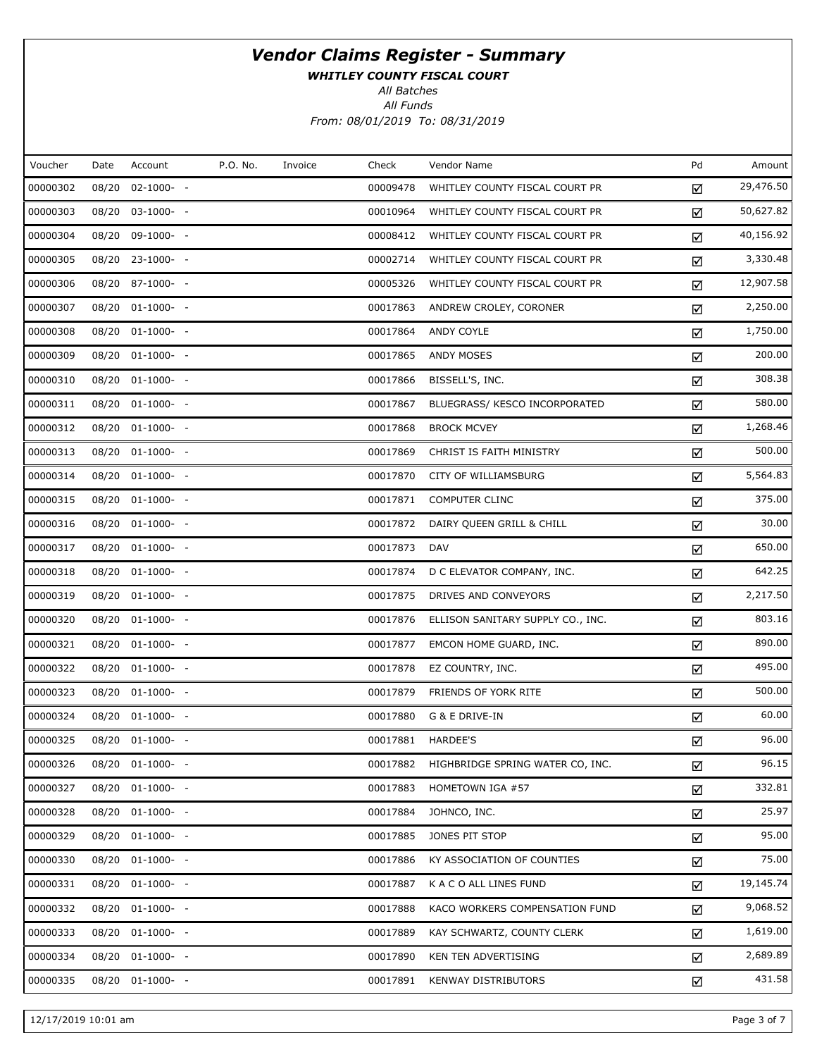# Vendor Claims Register - Summary

***WHITLEY COUNTY FISCAL COURT***

*All Batches*

*All Funds*

*From: 08/01/2019 To: 08/31/2019*

| Voucher | Date | Account | P.O. No. | Invoice | Check | Vendor Name | Pd | Amount |
|---|---|---|---|---|---|---|---|---|
| 00000302 | 08/20 | 02-1000- - | | | 00009478 | WHITLEY COUNTY FISCAL COURT PR | ☑ | 29,476.50 |
| 00000303 | 08/20 | 03-1000- - | | | 00010964 | WHITLEY COUNTY FISCAL COURT PR | ☑ | 50,627.82 |
| 00000304 | 08/20 | 09-1000- - | | | 00008412 | WHITLEY COUNTY FISCAL COURT PR | ☑ | 40,156.92 |
| 00000305 | 08/20 | 23-1000- - | | | 00002714 | WHITLEY COUNTY FISCAL COURT PR | ☑ | 3,330.48 |
| 00000306 | 08/20 | 87-1000- - | | | 00005326 | WHITLEY COUNTY FISCAL COURT PR | ☑ | 12,907.58 |
| 00000307 | 08/20 | 01-1000- - | | | 00017863 | ANDREW CROLEY, CORONER | ☑ | 2,250.00 |
| 00000308 | 08/20 | 01-1000- - | | | 00017864 | ANDY COYLE | ☑ | 1,750.00 |
| 00000309 | 08/20 | 01-1000- - | | | 00017865 | ANDY MOSES | ☑ | 200.00 |
| 00000310 | 08/20 | 01-1000- - | | | 00017866 | BISSELL'S, INC. | ☑ | 308.38 |
| 00000311 | 08/20 | 01-1000- - | | | 00017867 | BLUEGRASS/ KESCO INCORPORATED | ☑ | 580.00 |
| 00000312 | 08/20 | 01-1000- - | | | 00017868 | BROCK MCVEY | ☑ | 1,268.46 |
| 00000313 | 08/20 | 01-1000- - | | | 00017869 | CHRIST IS FAITH MINISTRY | ☑ | 500.00 |
| 00000314 | 08/20 | 01-1000- - | | | 00017870 | CITY OF WILLIAMSBURG | ☑ | 5,564.83 |
| 00000315 | 08/20 | 01-1000- - | | | 00017871 | COMPUTER CLINC | ☑ | 375.00 |
| 00000316 | 08/20 | 01-1000- - | | | 00017872 | DAIRY QUEEN GRILL & CHILL | ☑ | 30.00 |
| 00000317 | 08/20 | 01-1000- - | | | 00017873 | DAV | ☑ | 650.00 |
| 00000318 | 08/20 | 01-1000- - | | | 00017874 | D C ELEVATOR COMPANY, INC. | ☑ | 642.25 |
| 00000319 | 08/20 | 01-1000- - | | | 00017875 | DRIVES AND CONVEYORS | ☑ | 2,217.50 |
| 00000320 | 08/20 | 01-1000- - | | | 00017876 | ELLISON SANITARY SUPPLY CO., INC. | ☑ | 803.16 |
| 00000321 | 08/20 | 01-1000- - | | | 00017877 | EMCON HOME GUARD, INC. | ☑ | 890.00 |
| 00000322 | 08/20 | 01-1000- - | | | 00017878 | EZ COUNTRY, INC. | ☑ | 495.00 |
| 00000323 | 08/20 | 01-1000- - | | | 00017879 | FRIENDS OF YORK RITE | ☑ | 500.00 |
| 00000324 | 08/20 | 01-1000- - | | | 00017880 | G & E DRIVE-IN | ☑ | 60.00 |
| 00000325 | 08/20 | 01-1000- - | | | 00017881 | HARDEE'S | ☑ | 96.00 |
| 00000326 | 08/20 | 01-1000- - | | | 00017882 | HIGHBRIDGE SPRING WATER CO, INC. | ☑ | 96.15 |
| 00000327 | 08/20 | 01-1000- - | | | 00017883 | HOMETOWN IGA #57 | ☑ | 332.81 |
| 00000328 | 08/20 | 01-1000- - | | | 00017884 | JOHNCO, INC. | ☑ | 25.97 |
| 00000329 | 08/20 | 01-1000- - | | | 00017885 | JONES PIT STOP | ☑ | 95.00 |
| 00000330 | 08/20 | 01-1000- - | | | 00017886 | KY ASSOCIATION OF COUNTIES | ☑ | 75.00 |
| 00000331 | 08/20 | 01-1000- - | | | 00017887 | K A C O ALL LINES FUND | ☑ | 19,145.74 |
| 00000332 | 08/20 | 01-1000- - | | | 00017888 | KACO WORKERS COMPENSATION FUND | ☑ | 9,068.52 |
| 00000333 | 08/20 | 01-1000- - | | | 00017889 | KAY SCHWARTZ, COUNTY CLERK | ☑ | 1,619.00 |
| 00000334 | 08/20 | 01-1000- - | | | 00017890 | KEN TEN ADVERTISING | ☑ | 2,689.89 |
| 00000335 | 08/20 | 01-1000- - | | | 00017891 | KENWAY DISTRIBUTORS | ☑ | 431.58 |

12/17/2019 10:01 am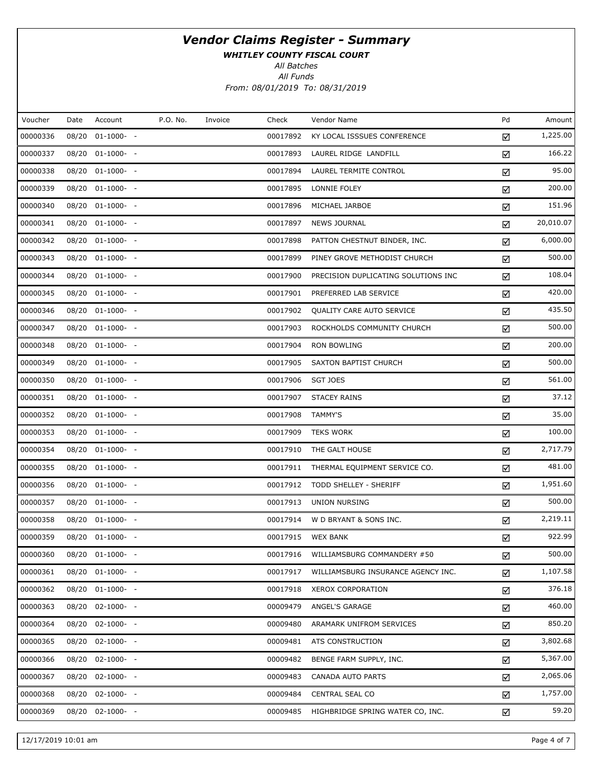# *Vendor Claims Register - Summary*

***WHITLEY COUNTY FISCAL COURT***

*All Batches*

*All Funds*

*From: 08/01/2019 To: 08/31/2019*

| Voucher | Date | Account | P.O. No. | Invoice | Check | Vendor Name | Pd | Amount |
|---|---|---|---|---|---|---|---|---|
| 00000336 | 08/20 | 01-1000- - | | | 00017892 | KY LOCAL ISSSUES CONFERENCE | ☑ | 1,225.00 |
| 00000337 | 08/20 | 01-1000- - | | | 00017893 | LAUREL RIDGE LANDFILL | ☑ | 166.22 |
| 00000338 | 08/20 | 01-1000- - | | | 00017894 | LAUREL TERMITE CONTROL | ☑ | 95.00 |
| 00000339 | 08/20 | 01-1000- - | | | 00017895 | LONNIE FOLEY | ☑ | 200.00 |
| 00000340 | 08/20 | 01-1000- - | | | 00017896 | MICHAEL JARBOE | ☑ | 151.96 |
| 00000341 | 08/20 | 01-1000- - | | | 00017897 | NEWS JOURNAL | ☑ | 20,010.07 |
| 00000342 | 08/20 | 01-1000- - | | | 00017898 | PATTON CHESTNUT BINDER, INC. | ☑ | 6,000.00 |
| 00000343 | 08/20 | 01-1000- - | | | 00017899 | PINEY GROVE METHODIST CHURCH | ☑ | 500.00 |
| 00000344 | 08/20 | 01-1000- - | | | 00017900 | PRECISION DUPLICATING SOLUTIONS INC | ☑ | 108.04 |
| 00000345 | 08/20 | 01-1000- - | | | 00017901 | PREFERRED LAB SERVICE | ☑ | 420.00 |
| 00000346 | 08/20 | 01-1000- - | | | 00017902 | QUALITY CARE AUTO SERVICE | ☑ | 435.50 |
| 00000347 | 08/20 | 01-1000- - | | | 00017903 | ROCKHOLDS COMMUNITY CHURCH | ☑ | 500.00 |
| 00000348 | 08/20 | 01-1000- - | | | 00017904 | RON BOWLING | ☑ | 200.00 |
| 00000349 | 08/20 | 01-1000- - | | | 00017905 | SAXTON BAPTIST CHURCH | ☑ | 500.00 |
| 00000350 | 08/20 | 01-1000- - | | | 00017906 | SGT JOES | ☑ | 561.00 |
| 00000351 | 08/20 | 01-1000- - | | | 00017907 | STACEY RAINS | ☑ | 37.12 |
| 00000352 | 08/20 | 01-1000- - | | | 00017908 | TAMMY'S | ☑ | 35.00 |
| 00000353 | 08/20 | 01-1000- - | | | 00017909 | TEKS WORK | ☑ | 100.00 |
| 00000354 | 08/20 | 01-1000- - | | | 00017910 | THE GALT HOUSE | ☑ | 2,717.79 |
| 00000355 | 08/20 | 01-1000- - | | | 00017911 | THERMAL EQUIPMENT SERVICE CO. | ☑ | 481.00 |
| 00000356 | 08/20 | 01-1000- - | | | 00017912 | TODD SHELLEY - SHERIFF | ☑ | 1,951.60 |
| 00000357 | 08/20 | 01-1000- - | | | 00017913 | UNION NURSING | ☑ | 500.00 |
| 00000358 | 08/20 | 01-1000- - | | | 00017914 | W D BRYANT & SONS INC. | ☑ | 2,219.11 |
| 00000359 | 08/20 | 01-1000- - | | | 00017915 | WEX BANK | ☑ | 922.99 |
| 00000360 | 08/20 | 01-1000- - | | | 00017916 | WILLIAMSBURG COMMANDERY #50 | ☑ | 500.00 |
| 00000361 | 08/20 | 01-1000- - | | | 00017917 | WILLIAMSBURG INSURANCE AGENCY INC. | ☑ | 1,107.58 |
| 00000362 | 08/20 | 01-1000- - | | | 00017918 | XEROX CORPORATION | ☑ | 376.18 |
| 00000363 | 08/20 | 02-1000- - | | | 00009479 | ANGEL'S GARAGE | ☑ | 460.00 |
| 00000364 | 08/20 | 02-1000- - | | | 00009480 | ARAMARK UNIFROM SERVICES | ☑ | 850.20 |
| 00000365 | 08/20 | 02-1000- - | | | 00009481 | ATS CONSTRUCTION | ☑ | 3,802.68 |
| 00000366 | 08/20 | 02-1000- - | | | 00009482 | BENGE FARM SUPPLY, INC. | ☑ | 5,367.00 |
| 00000367 | 08/20 | 02-1000- - | | | 00009483 | CANADA AUTO PARTS | ☑ | 2,065.06 |
| 00000368 | 08/20 | 02-1000- - | | | 00009484 | CENTRAL SEAL CO | ☑ | 1,757.00 |
| 00000369 | 08/20 | 02-1000- - | | | 00009485 | HIGHBRIDGE SPRING WATER CO, INC. | ☑ | 59.20 |

12/17/2019 10:01 am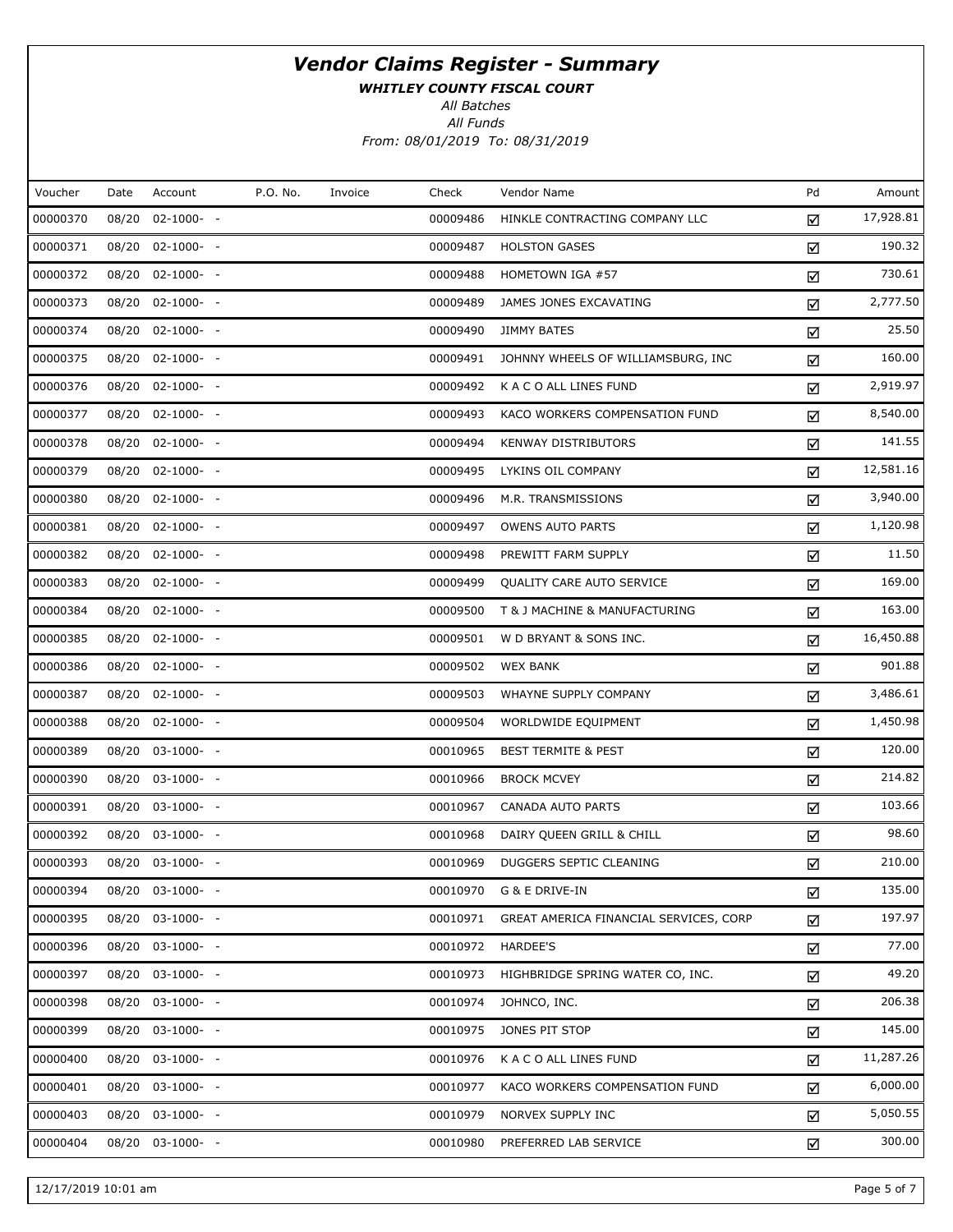# Vendor Claims Register - Summary

***WHITLEY COUNTY FISCAL COURT***

*All Batches*

*All Funds*

*From: 08/01/2019 To: 08/31/2019*

| Voucher | Date | Account | P.O. No. | Invoice | Check | Vendor Name | Pd | Amount |
|---|---|---|---|---|---|---|---|---|
| 00000370 | 08/20 | 02-1000- - | | | 00009486 | HINKLE CONTRACTING COMPANY LLC | ☑ | 17,928.81 |
| 00000371 | 08/20 | 02-1000- - | | | 00009487 | HOLSTON GASES | ☑ | 190.32 |
| 00000372 | 08/20 | 02-1000- - | | | 00009488 | HOMETOWN IGA #57 | ☑ | 730.61 |
| 00000373 | 08/20 | 02-1000- - | | | 00009489 | JAMES JONES EXCAVATING | ☑ | 2,777.50 |
| 00000374 | 08/20 | 02-1000- - | | | 00009490 | JIMMY BATES | ☑ | 25.50 |
| 00000375 | 08/20 | 02-1000- - | | | 00009491 | JOHNNY WHEELS OF WILLIAMSBURG, INC | ☑ | 160.00 |
| 00000376 | 08/20 | 02-1000- - | | | 00009492 | K A C O ALL LINES FUND | ☑ | 2,919.97 |
| 00000377 | 08/20 | 02-1000- - | | | 00009493 | KACO WORKERS COMPENSATION FUND | ☑ | 8,540.00 |
| 00000378 | 08/20 | 02-1000- - | | | 00009494 | KENWAY DISTRIBUTORS | ☑ | 141.55 |
| 00000379 | 08/20 | 02-1000- - | | | 00009495 | LYKINS OIL COMPANY | ☑ | 12,581.16 |
| 00000380 | 08/20 | 02-1000- - | | | 00009496 | M.R. TRANSMISSIONS | ☑ | 3,940.00 |
| 00000381 | 08/20 | 02-1000- - | | | 00009497 | OWENS AUTO PARTS | ☑ | 1,120.98 |
| 00000382 | 08/20 | 02-1000- - | | | 00009498 | PREWITT FARM SUPPLY | ☑ | 11.50 |
| 00000383 | 08/20 | 02-1000- - | | | 00009499 | QUALITY CARE AUTO SERVICE | ☑ | 169.00 |
| 00000384 | 08/20 | 02-1000- - | | | 00009500 | T & J MACHINE & MANUFACTURING | ☑ | 163.00 |
| 00000385 | 08/20 | 02-1000- - | | | 00009501 | W D BRYANT & SONS INC. | ☑ | 16,450.88 |
| 00000386 | 08/20 | 02-1000- - | | | 00009502 | WEX BANK | ☑ | 901.88 |
| 00000387 | 08/20 | 02-1000- - | | | 00009503 | WHAYNE SUPPLY COMPANY | ☑ | 3,486.61 |
| 00000388 | 08/20 | 02-1000- - | | | 00009504 | WORLDWIDE EQUIPMENT | ☑ | 1,450.98 |
| 00000389 | 08/20 | 03-1000- - | | | 00010965 | BEST TERMITE & PEST | ☑ | 120.00 |
| 00000390 | 08/20 | 03-1000- - | | | 00010966 | BROCK MCVEY | ☑ | 214.82 |
| 00000391 | 08/20 | 03-1000- - | | | 00010967 | CANADA AUTO PARTS | ☑ | 103.66 |
| 00000392 | 08/20 | 03-1000- - | | | 00010968 | DAIRY QUEEN GRILL & CHILL | ☑ | 98.60 |
| 00000393 | 08/20 | 03-1000- - | | | 00010969 | DUGGERS SEPTIC CLEANING | ☑ | 210.00 |
| 00000394 | 08/20 | 03-1000- - | | | 00010970 | G & E DRIVE-IN | ☑ | 135.00 |
| 00000395 | 08/20 | 03-1000- - | | | 00010971 | GREAT AMERICA FINANCIAL SERVICES, CORP | ☑ | 197.97 |
| 00000396 | 08/20 | 03-1000- - | | | 00010972 | HARDEE'S | ☑ | 77.00 |
| 00000397 | 08/20 | 03-1000- - | | | 00010973 | HIGHBRIDGE SPRING WATER CO, INC. | ☑ | 49.20 |
| 00000398 | 08/20 | 03-1000- - | | | 00010974 | JOHNCO, INC. | ☑ | 206.38 |
| 00000399 | 08/20 | 03-1000- - | | | 00010975 | JONES PIT STOP | ☑ | 145.00 |
| 00000400 | 08/20 | 03-1000- - | | | 00010976 | K A C O ALL LINES FUND | ☑ | 11,287.26 |
| 00000401 | 08/20 | 03-1000- - | | | 00010977 | KACO WORKERS COMPENSATION FUND | ☑ | 6,000.00 |
| 00000403 | 08/20 | 03-1000- - | | | 00010979 | NORVEX SUPPLY INC | ☑ | 5,050.55 |
| 00000404 | 08/20 | 03-1000- - | | | 00010980 | PREFERRED LAB SERVICE | ☑ | 300.00 |

12/17/2019 10:01 am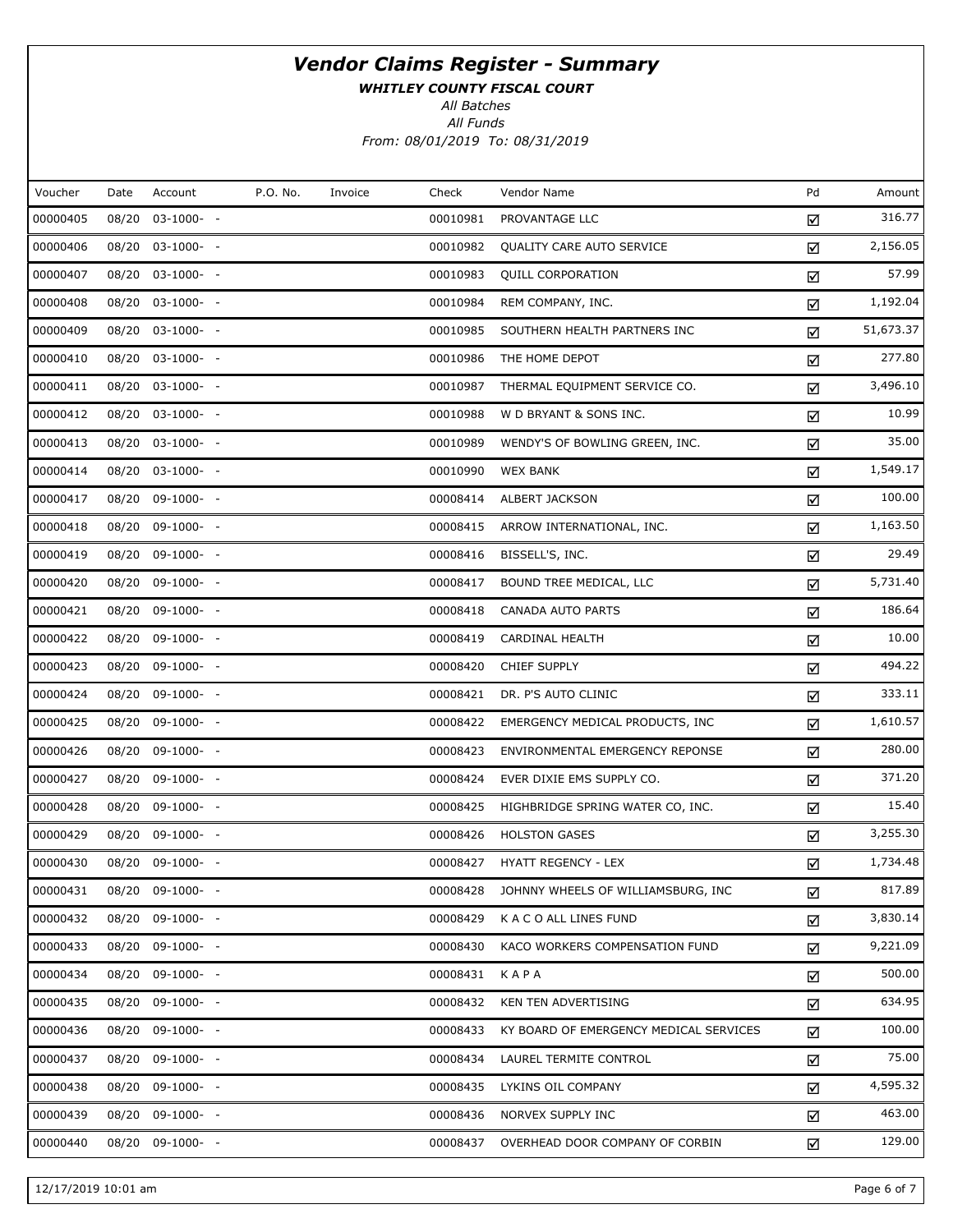# *Vendor Claims Register - Summary*

***WHITLEY COUNTY FISCAL COURT***

*All Batches*

*All Funds*

*From: 08/01/2019 To: 08/31/2019*

| Voucher | Date | Account | P.O. No. | Invoice | Check | Vendor Name | Pd | Amount |
|---|---|---|---|---|---|---|---|---|
| 00000405 | 08/20 | 03-1000- - | | | 00010981 | PROVANTAGE LLC | ☑ | 316.77 |
| 00000406 | 08/20 | 03-1000- - | | | 00010982 | QUALITY CARE AUTO SERVICE | ☑ | 2,156.05 |
| 00000407 | 08/20 | 03-1000- - | | | 00010983 | QUILL CORPORATION | ☑ | 57.99 |
| 00000408 | 08/20 | 03-1000- - | | | 00010984 | REM COMPANY, INC. | ☑ | 1,192.04 |
| 00000409 | 08/20 | 03-1000- - | | | 00010985 | SOUTHERN HEALTH PARTNERS INC | ☑ | 51,673.37 |
| 00000410 | 08/20 | 03-1000- - | | | 00010986 | THE HOME DEPOT | ☑ | 277.80 |
| 00000411 | 08/20 | 03-1000- - | | | 00010987 | THERMAL EQUIPMENT SERVICE CO. | ☑ | 3,496.10 |
| 00000412 | 08/20 | 03-1000- - | | | 00010988 | W D BRYANT & SONS INC. | ☑ | 10.99 |
| 00000413 | 08/20 | 03-1000- - | | | 00010989 | WENDY'S OF BOWLING GREEN, INC. | ☑ | 35.00 |
| 00000414 | 08/20 | 03-1000- - | | | 00010990 | WEX BANK | ☑ | 1,549.17 |
| 00000417 | 08/20 | 09-1000- - | | | 00008414 | ALBERT JACKSON | ☑ | 100.00 |
| 00000418 | 08/20 | 09-1000- - | | | 00008415 | ARROW INTERNATIONAL, INC. | ☑ | 1,163.50 |
| 00000419 | 08/20 | 09-1000- - | | | 00008416 | BISSELL'S, INC. | ☑ | 29.49 |
| 00000420 | 08/20 | 09-1000- - | | | 00008417 | BOUND TREE MEDICAL, LLC | ☑ | 5,731.40 |
| 00000421 | 08/20 | 09-1000- - | | | 00008418 | CANADA AUTO PARTS | ☑ | 186.64 |
| 00000422 | 08/20 | 09-1000- - | | | 00008419 | CARDINAL HEALTH | ☑ | 10.00 |
| 00000423 | 08/20 | 09-1000- - | | | 00008420 | CHIEF SUPPLY | ☑ | 494.22 |
| 00000424 | 08/20 | 09-1000- - | | | 00008421 | DR. P'S AUTO CLINIC | ☑ | 333.11 |
| 00000425 | 08/20 | 09-1000- - | | | 00008422 | EMERGENCY MEDICAL PRODUCTS, INC | ☑ | 1,610.57 |
| 00000426 | 08/20 | 09-1000- - | | | 00008423 | ENVIRONMENTAL EMERGENCY REPONSE | ☑ | 280.00 |
| 00000427 | 08/20 | 09-1000- - | | | 00008424 | EVER DIXIE EMS SUPPLY CO. | ☑ | 371.20 |
| 00000428 | 08/20 | 09-1000- - | | | 00008425 | HIGHBRIDGE SPRING WATER CO, INC. | ☑ | 15.40 |
| 00000429 | 08/20 | 09-1000- - | | | 00008426 | HOLSTON GASES | ☑ | 3,255.30 |
| 00000430 | 08/20 | 09-1000- - | | | 00008427 | HYATT REGENCY - LEX | ☑ | 1,734.48 |
| 00000431 | 08/20 | 09-1000- - | | | 00008428 | JOHNNY WHEELS OF WILLIAMSBURG, INC | ☑ | 817.89 |
| 00000432 | 08/20 | 09-1000- - | | | 00008429 | K A C O ALL LINES FUND | ☑ | 3,830.14 |
| 00000433 | 08/20 | 09-1000- - | | | 00008430 | KACO WORKERS COMPENSATION FUND | ☑ | 9,221.09 |
| 00000434 | 08/20 | 09-1000- - | | | 00008431 | K A P A | ☑ | 500.00 |
| 00000435 | 08/20 | 09-1000- - | | | 00008432 | KEN TEN ADVERTISING | ☑ | 634.95 |
| 00000436 | 08/20 | 09-1000- - | | | 00008433 | KY BOARD OF EMERGENCY MEDICAL SERVICES | ☑ | 100.00 |
| 00000437 | 08/20 | 09-1000- - | | | 00008434 | LAUREL TERMITE CONTROL | ☑ | 75.00 |
| 00000438 | 08/20 | 09-1000- - | | | 00008435 | LYKINS OIL COMPANY | ☑ | 4,595.32 |
| 00000439 | 08/20 | 09-1000- - | | | 00008436 | NORVEX SUPPLY INC | ☑ | 463.00 |
| 00000440 | 08/20 | 09-1000- - | | | 00008437 | OVERHEAD DOOR COMPANY OF CORBIN | ☑ | 129.00 |

12/17/2019 10:01 am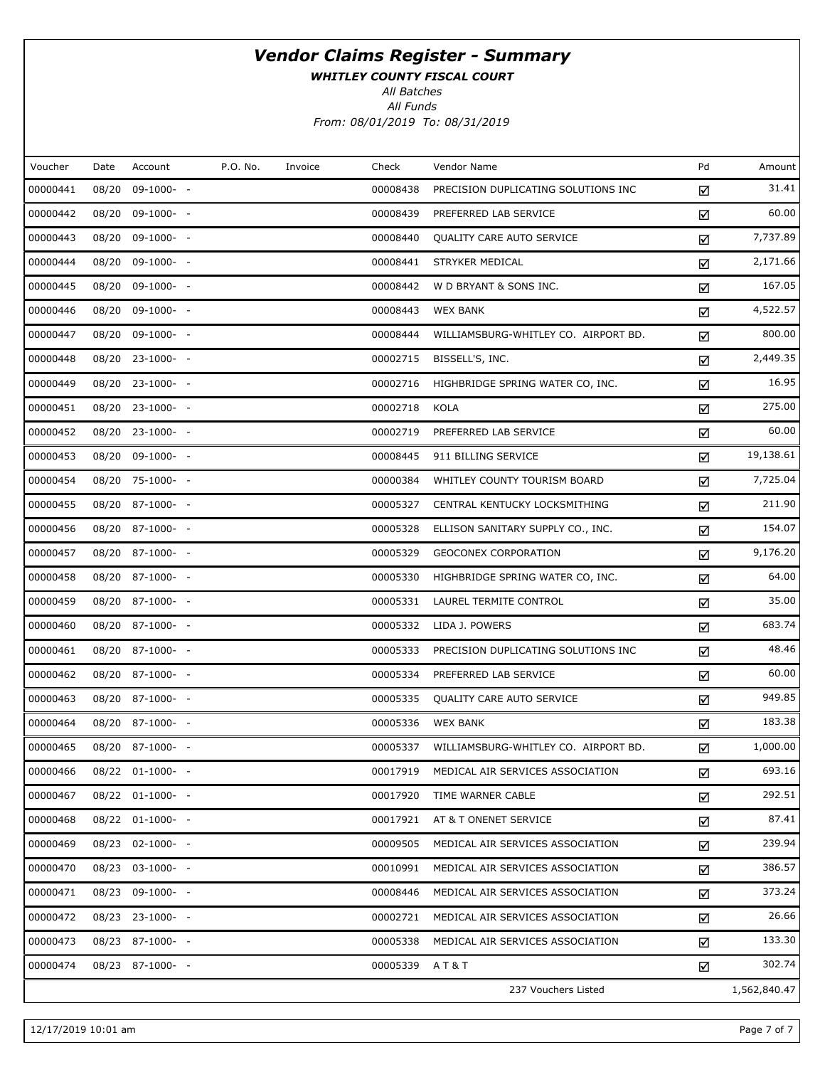# Vendor Claims Register - Summary

***WHITLEY COUNTY FISCAL COURT***

*All Batches*

*All Funds*

*From: 08/01/2019 To: 08/31/2019*

| Voucher | Date | Account | P.O. No. | Invoice | Check | Vendor Name | Pd | Amount |
|---|---|---|---|---|---|---|---|---|
| 00000441 | 08/20 | 09-1000- - | | | 00008438 | PRECISION DUPLICATING SOLUTIONS INC | ☑ | 31.41 |
| 00000442 | 08/20 | 09-1000- - | | | 00008439 | PREFERRED LAB SERVICE | ☑ | 60.00 |
| 00000443 | 08/20 | 09-1000- - | | | 00008440 | QUALITY CARE AUTO SERVICE | ☑ | 7,737.89 |
| 00000444 | 08/20 | 09-1000- - | | | 00008441 | STRYKER MEDICAL | ☑ | 2,171.66 |
| 00000445 | 08/20 | 09-1000- - | | | 00008442 | W D BRYANT & SONS INC. | ☑ | 167.05 |
| 00000446 | 08/20 | 09-1000- - | | | 00008443 | WEX BANK | ☑ | 4,522.57 |
| 00000447 | 08/20 | 09-1000- - | | | 00008444 | WILLIAMSBURG-WHITLEY CO. AIRPORT BD. | ☑ | 800.00 |
| 00000448 | 08/20 | 23-1000- - | | | 00002715 | BISSELL'S, INC. | ☑ | 2,449.35 |
| 00000449 | 08/20 | 23-1000- - | | | 00002716 | HIGHBRIDGE SPRING WATER CO, INC. | ☑ | 16.95 |
| 00000451 | 08/20 | 23-1000- - | | | 00002718 | KOLA | ☑ | 275.00 |
| 00000452 | 08/20 | 23-1000- - | | | 00002719 | PREFERRED LAB SERVICE | ☑ | 60.00 |
| 00000453 | 08/20 | 09-1000- - | | | 00008445 | 911 BILLING SERVICE | ☑ | 19,138.61 |
| 00000454 | 08/20 | 75-1000- - | | | 00000384 | WHITLEY COUNTY TOURISM BOARD | ☑ | 7,725.04 |
| 00000455 | 08/20 | 87-1000- - | | | 00005327 | CENTRAL KENTUCKY LOCKSMITHING | ☑ | 211.90 |
| 00000456 | 08/20 | 87-1000- - | | | 00005328 | ELLISON SANITARY SUPPLY CO., INC. | ☑ | 154.07 |
| 00000457 | 08/20 | 87-1000- - | | | 00005329 | GEOCONEX CORPORATION | ☑ | 9,176.20 |
| 00000458 | 08/20 | 87-1000- - | | | 00005330 | HIGHBRIDGE SPRING WATER CO, INC. | ☑ | 64.00 |
| 00000459 | 08/20 | 87-1000- - | | | 00005331 | LAUREL TERMITE CONTROL | ☑ | 35.00 |
| 00000460 | 08/20 | 87-1000- - | | | 00005332 | LIDA J. POWERS | ☑ | 683.74 |
| 00000461 | 08/20 | 87-1000- - | | | 00005333 | PRECISION DUPLICATING SOLUTIONS INC | ☑ | 48.46 |
| 00000462 | 08/20 | 87-1000- - | | | 00005334 | PREFERRED LAB SERVICE | ☑ | 60.00 |
| 00000463 | 08/20 | 87-1000- - | | | 00005335 | QUALITY CARE AUTO SERVICE | ☑ | 949.85 |
| 00000464 | 08/20 | 87-1000- - | | | 00005336 | WEX BANK | ☑ | 183.38 |
| 00000465 | 08/20 | 87-1000- - | | | 00005337 | WILLIAMSBURG-WHITLEY CO. AIRPORT BD. | ☑ | 1,000.00 |
| 00000466 | 08/22 | 01-1000- - | | | 00017919 | MEDICAL AIR SERVICES ASSOCIATION | ☑ | 693.16 |
| 00000467 | 08/22 | 01-1000- - | | | 00017920 | TIME WARNER CABLE | ☑ | 292.51 |
| 00000468 | 08/22 | 01-1000- - | | | 00017921 | AT & T ONENET SERVICE | ☑ | 87.41 |
| 00000469 | 08/23 | 02-1000- - | | | 00009505 | MEDICAL AIR SERVICES ASSOCIATION | ☑ | 239.94 |
| 00000470 | 08/23 | 03-1000- - | | | 00010991 | MEDICAL AIR SERVICES ASSOCIATION | ☑ | 386.57 |
| 00000471 | 08/23 | 09-1000- - | | | 00008446 | MEDICAL AIR SERVICES ASSOCIATION | ☑ | 373.24 |
| 00000472 | 08/23 | 23-1000- - | | | 00002721 | MEDICAL AIR SERVICES ASSOCIATION | ☑ | 26.66 |
| 00000473 | 08/23 | 87-1000- - | | | 00005338 | MEDICAL AIR SERVICES ASSOCIATION | ☑ | 133.30 |
| 00000474 | 08/23 | 87-1000- - | | | 00005339 | A T & T | ☑ | 302.74 |
| | | | | | | 237 Vouchers Listed | | 1,562,840.47 |

12/17/2019 10:01 am